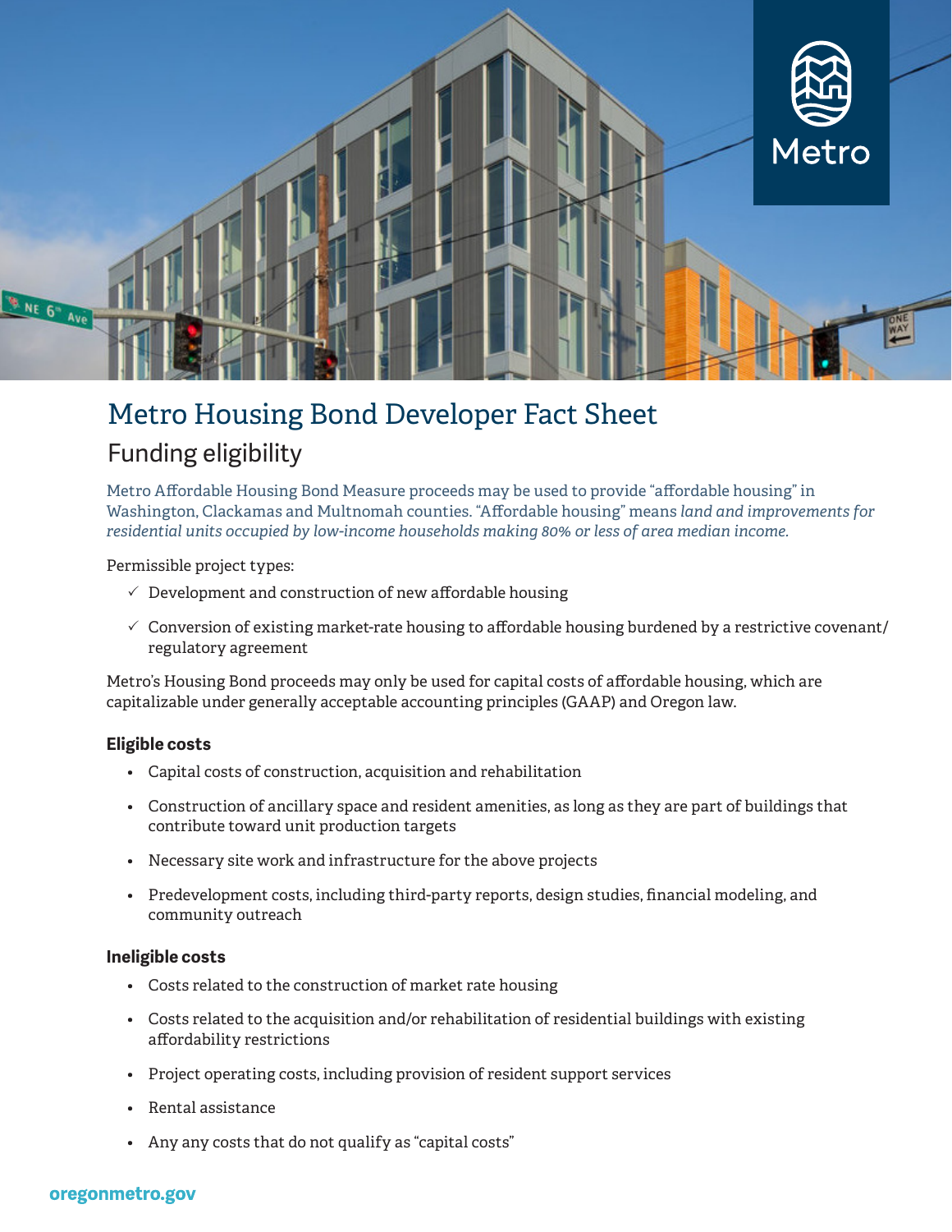# Metro Housing Bond Developer Fact Sheet

## Funding eligibility

Metro Affordable Housing Bond Measure proceeds may be used to provide "affordable housing" in Washington, Clackamas and Multnomah counties. "Affordable housing" means *land and improvements for residential units occupied by low-income households making 80% or less of area median income.*

Permissible project types:

- ✓ Development and construction of new affordable housing
- ✓ Conversion of existing market-rate housing to affordable housing burdened by a restrictive covenant/regulatory agreement

Metro's Housing Bond proceeds may only be used for capital costs of affordable housing, which are capitalizable under generally acceptable accounting principles (GAAP) and Oregon law.

### Eligible costs

- Capital costs of construction, acquisition and rehabilitation
- Construction of ancillary space and resident amenities, as long as they are part of buildings that contribute toward unit production targets
- Necessary site work and infrastructure for the above projects
- Predevelopment costs, including third-party reports, design studies, financial modeling, and community outreach

### Ineligible costs

- Costs related to the construction of market rate housing
- Costs related to the acquisition and/or rehabilitation of residential buildings with existing affordability restrictions
- Project operating costs, including provision of resident support services
- Rental assistance
- Any any costs that do not qualify as "capital costs"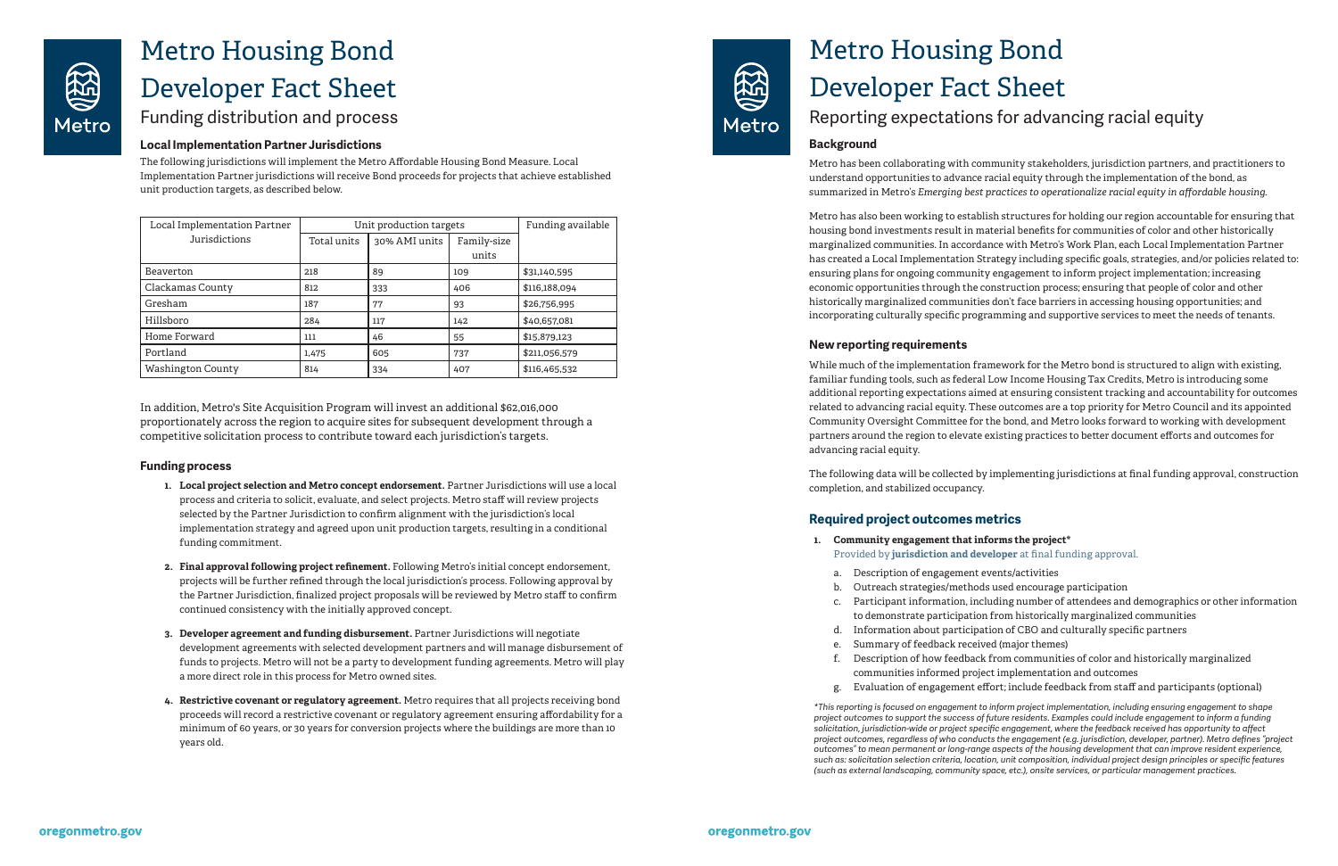# Metro Housing Bond Developer Fact Sheet

## Funding distribution and process

### Local Implementation Partner Jurisdictions

The following jurisdictions will implement the Metro Affordable Housing Bond Measure. Local Implementation Partner jurisdictions will receive Bond proceeds for projects that achieve established unit production targets, as described below.

| Local Implementation Partner Jurisdictions | Unit production targets | | | Funding available |
|---|---|---|---|---|
| | Total units | 30% AMI units | Family-size units | |
| Beaverton | 218 | 89 | 109 | $31,140,595 |
| Clackamas County | 812 | 333 | 406 | $116,188,094 |
| Gresham | 187 | 77 | 93 | $26,756,995 |
| Hillsboro | 284 | 117 | 142 | $40,657,081 |
| Home Forward | 111 | 46 | 55 | $15,879,123 |
| Portland | 1,475 | 605 | 737 | $211,056,579 |
| Washington County | 814 | 334 | 407 | $116,465,532 |

In addition, Metro's Site Acquisition Program will invest an additional $62,016,000 proportionately across the region to acquire sites for subsequent development through a competitive solicitation process to contribute toward each jurisdiction's targets.

### Funding process

1. **Local project selection and Metro concept endorsement.** Partner Jurisdictions will use a local process and criteria to solicit, evaluate, and select projects. Metro staff will review projects selected by the Partner Jurisdiction to confirm alignment with the jurisdiction's local implementation strategy and agreed upon unit production targets, resulting in a conditional funding commitment.
2. **Final approval following project refinement.** Following Metro's initial concept endorsement, projects will be further refined through the local jurisdiction's process. Following approval by the Partner Jurisdiction, finalized project proposals will be reviewed by Metro staff to confirm continued consistency with the initially approved concept.
3. **Developer agreement and funding disbursement.** Partner Jurisdictions will negotiate development agreements with selected development partners and will manage disbursement of funds to projects. Metro will not be a party to development funding agreements. Metro will play a more direct role in this process for Metro owned sites.
4. **Restrictive covenant or regulatory agreement.** Metro requires that all projects receiving bond proceeds will record a restrictive covenant or regulatory agreement ensuring affordability for a minimum of 60 years, or 30 years for conversion projects where the buildings are more than 10 years old.

# Metro Housing Bond Developer Fact Sheet

## Reporting expectations for advancing racial equity

### Background

Metro has been collaborating with community stakeholders, jurisdiction partners, and practitioners to understand opportunities to advance racial equity through the implementation of the bond, as summarized in Metro's *Emerging best practices to operationalize racial equity in affordable housing.*

Metro has also been working to establish structures for holding our region accountable for ensuring that housing bond investments result in material benefits for communities of color and other historically marginalized communities. In accordance with Metro's Work Plan, each Local Implementation Partner has created a Local Implementation Strategy including specific goals, strategies, and/or policies related to: ensuring plans for ongoing community engagement to inform project implementation; increasing economic opportunities through the construction process; ensuring that people of color and other historically marginalized communities don't face barriers in accessing housing opportunities; and incorporating culturally specific programming and supportive services to meet the needs of tenants.

### New reporting requirements

While much of the implementation framework for the Metro bond is structured to align with existing, familiar funding tools, such as federal Low Income Housing Tax Credits, Metro is introducing some additional reporting expectations aimed at ensuring consistent tracking and accountability for outcomes related to advancing racial equity. These outcomes are a top priority for Metro Council and its appointed Community Oversight Committee for the bond, and Metro looks forward to working with development partners around the region to elevate existing practices to better document efforts and outcomes for advancing racial equity.

The following data will be collected by implementing jurisdictions at final funding approval, construction completion, and stabilized occupancy.

### Required project outcomes metrics

1. **Community engagement that informs the project***
   Provided by **jurisdiction and developer** at final funding approval.
   a. Description of engagement events/activities
   b. Outreach strategies/methods used encourage participation
   c. Participant information, including number of attendees and demographics or other information to demonstrate participation from historically marginalized communities
   d. Information about participation of CBO and culturally specific partners
   e. Summary of feedback received (major themes)
   f. Description of how feedback from communities of color and historically marginalized communities informed project implementation and outcomes
   g. Evaluation of engagement effort; include feedback from staff and participants (optional)

*\*This reporting is focused on engagement to inform project implementation, including ensuring engagement to shape project outcomes to support the success of future residents. Examples could include engagement to inform a funding solicitation, jurisdiction-wide or project specific engagement, where the feedback received has opportunity to affect project outcomes, regardless of who conducts the engagement (e.g. jurisdiction, developer, partner). Metro defines "project outcomes" to mean permanent or long-range aspects of the housing development that can improve resident experience, such as: solicitation selection criteria, location, unit composition, individual project design principles or specific features (such as external landscaping, community space, etc.), onsite services, or particular management practices.*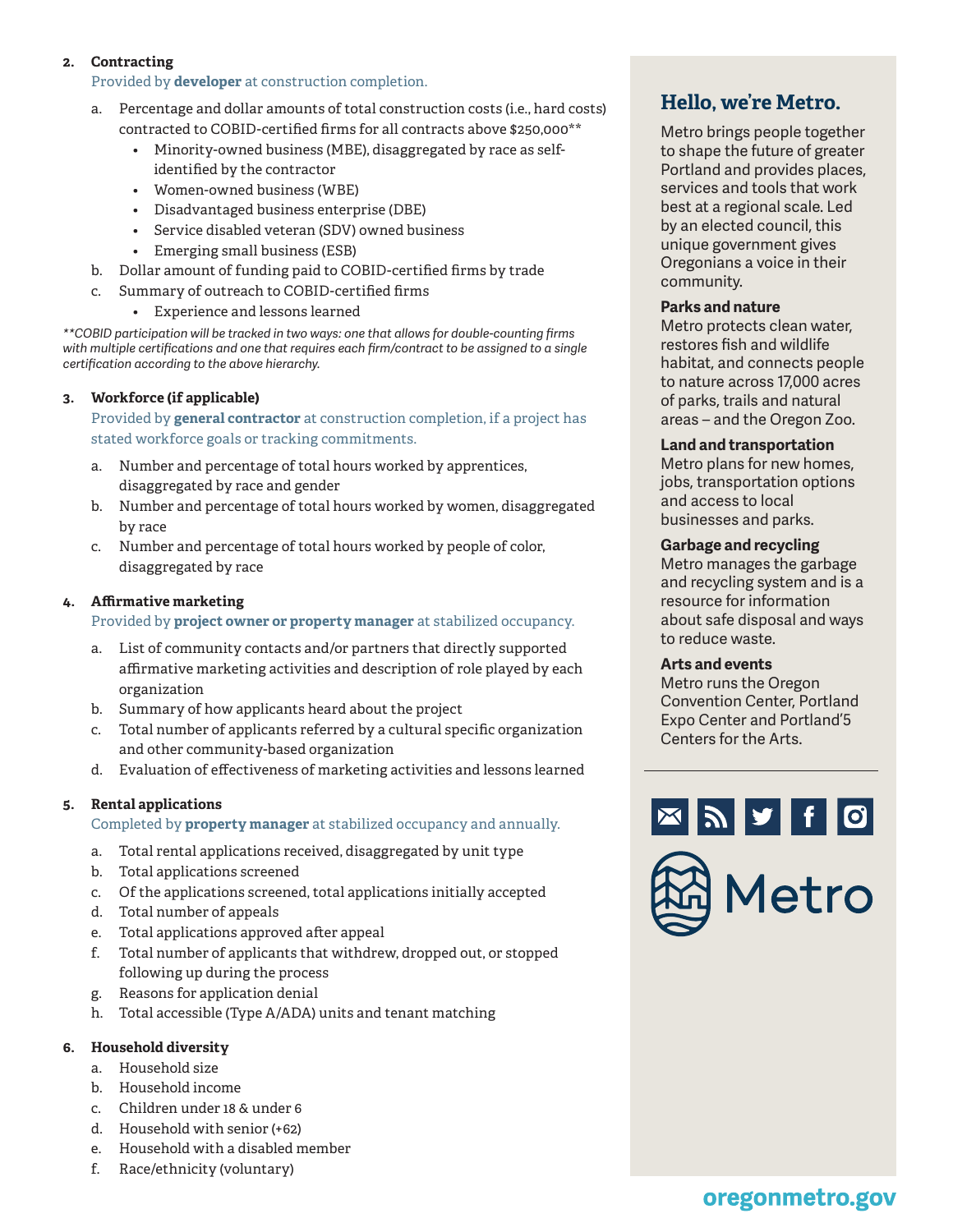2. **Contracting**

   Provided by **developer** at construction completion.

   a. Percentage and dollar amounts of total construction costs (i.e., hard costs) contracted to COBID-certified firms for all contracts above $250,000**
      - Minority-owned business (MBE), disaggregated by race as self-identified by the contractor
      - Women-owned business (WBE)
      - Disadvantaged business enterprise (DBE)
      - Service disabled veteran (SDV) owned business
      - Emerging small business (ESB)

   b. Dollar amount of funding paid to COBID-certified firms by trade

   c. Summary of outreach to COBID-certified firms
      - Experience and lessons learned

*\*\*COBID participation will be tracked in two ways: one that allows for double-counting firms with multiple certifications and one that requires each firm/contract to be assigned to a single certification according to the above hierarchy.*

3. **Workforce (if applicable)**

   Provided by **general contractor** at construction completion, if a project has stated workforce goals or tracking commitments.

   a. Number and percentage of total hours worked by apprentices, disaggregated by race and gender

   b. Number and percentage of total hours worked by women, disaggregated by race

   c. Number and percentage of total hours worked by people of color, disaggregated by race

4. **Affirmative marketing**

   Provided by **project owner or property manager** at stabilized occupancy.

   a. List of community contacts and/or partners that directly supported affirmative marketing activities and description of role played by each organization

   b. Summary of how applicants heard about the project

   c. Total number of applicants referred by a cultural specific organization and other community-based organization

   d. Evaluation of effectiveness of marketing activities and lessons learned

5. **Rental applications**

   Completed by **property manager** at stabilized occupancy and annually.

   a. Total rental applications received, disaggregated by unit type

   b. Total applications screened

   c. Of the applications screened, total applications initially accepted

   d. Total number of appeals

   e. Total applications approved after appeal

   f. Total number of applicants that withdrew, dropped out, or stopped following up during the process

   g. Reasons for application denial

   h. Total accessible (Type A/ADA) units and tenant matching

6. **Household diversity**

   a. Household size

   b. Household income

   c. Children under 18 & under 6

   d. Household with senior (+62)

   e. Household with a disabled member

   f. Race/ethnicity (voluntary)

## Hello, we're Metro.

Metro brings people together to shape the future of greater Portland and provides places, services and tools that work best at a regional scale. Led by an elected council, this unique government gives Oregonians a voice in their community.

**Parks and nature**
Metro protects clean water, restores fish and wildlife habitat, and connects people to nature across 17,000 acres of parks, trails and natural areas – and the Oregon Zoo.

**Land and transportation**
Metro plans for new homes, jobs, transportation options and access to local businesses and parks.

**Garbage and recycling**
Metro manages the garbage and recycling system and is a resource for information about safe disposal and ways to reduce waste.

**Arts and events**
Metro runs the Oregon Convention Center, Portland Expo Center and Portland'5 Centers for the Arts.

Metro

oregonmetro.gov